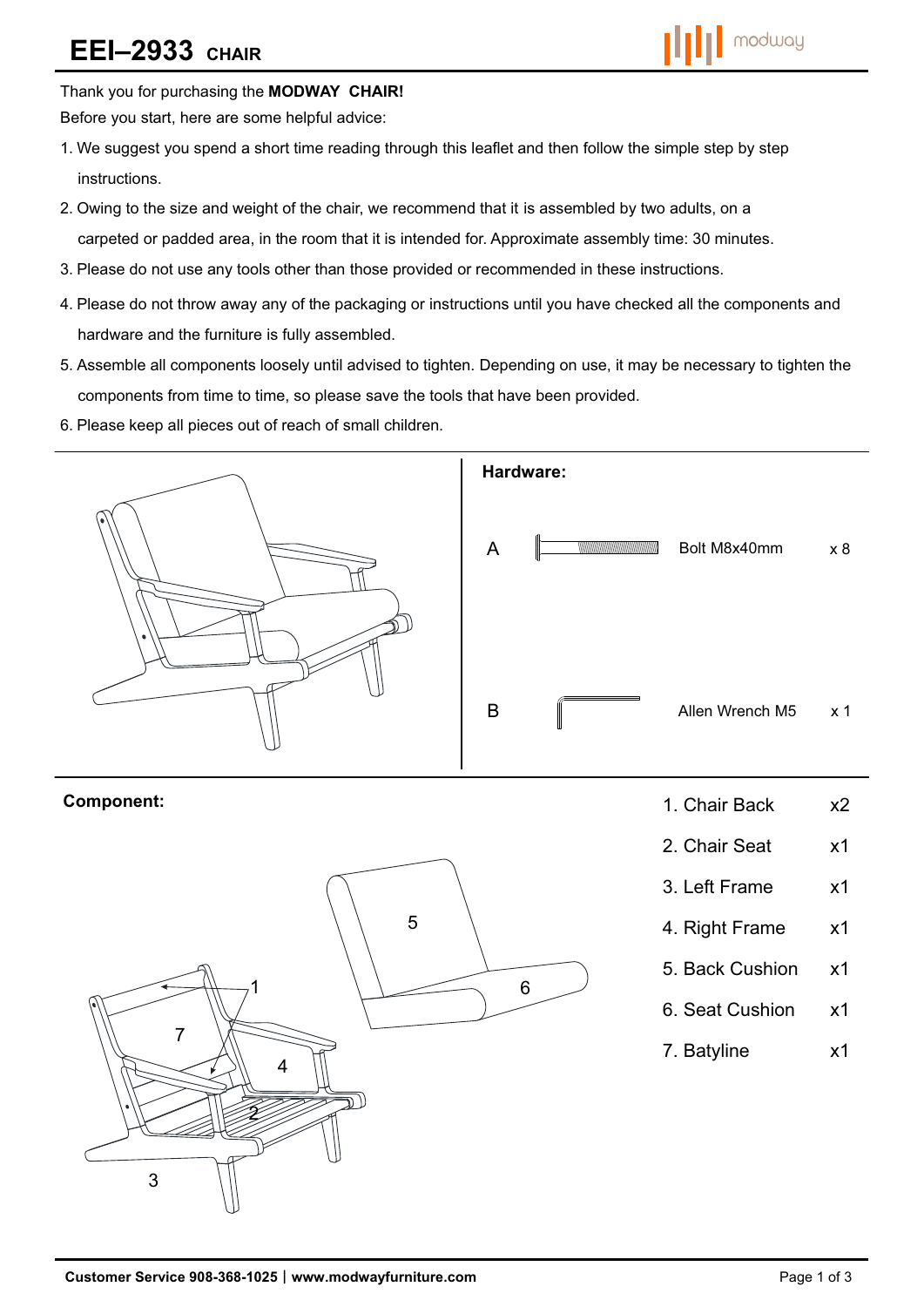# EEI–2933 CHAIR

Thank you for purchasing the **MODWAY CHAIR!**

Before you start, here are some helpful advice:

1. We suggest you spend a short time reading through this leaflet and then follow the simple step by step instructions.
2. Owing to the size and weight of the chair, we recommend that it is assembled by two adults, on a carpeted or padded area, in the room that it is intended for. Approximate assembly time: 30 minutes.
3. Please do not use any tools other than those provided or recommended in these instructions.
4. Please do not throw away any of the packaging or instructions until you have checked all the components and hardware and the furniture is fully assembled.
5. Assemble all components loosely until advised to tighten. Depending on use, it may be necessary to tighten the components from time to time, so please save the tools that have been provided.
6. Please keep all pieces out of reach of small children.

**Hardware:**

| | Item | Qty |
|---|---|---|
| A | Bolt M8x40mm | x 8 |
| B | Allen Wrench M5 | x 1 |

**Component:**

| Component | Qty |
|---|---|
| 1. Chair Back | x2 |
| 2. Chair Seat | x1 |
| 3. Left Frame | x1 |
| 4. Right Frame | x1 |
| 5. Back Cushion | x1 |
| 6. Seat Cushion | x1 |
| 7. Batyline | x1 |

**Customer Service 908-368-1025 | www.modwayfurniture.com**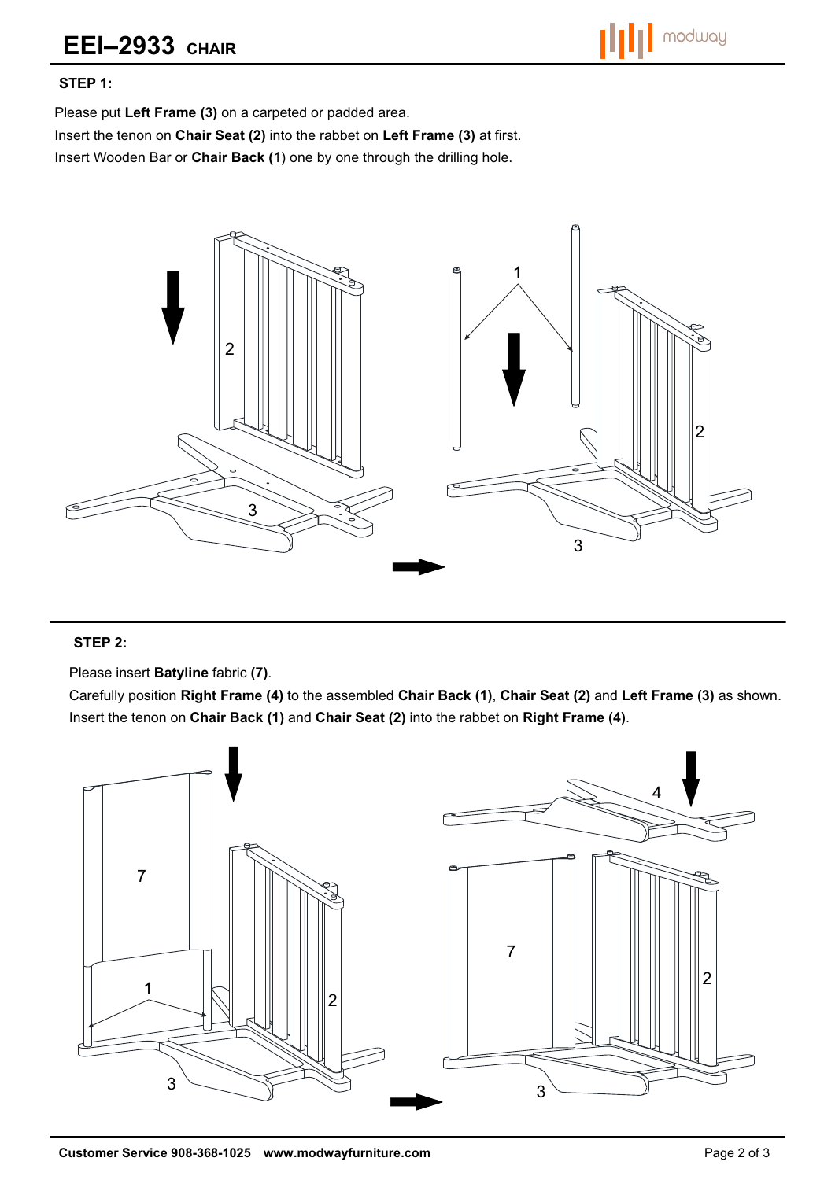# EEI–2933 CHAIR

### STEP 1:

Please put **Left Frame (3)** on a carpeted or padded area.
Insert the tenon on **Chair Seat (2)** into the rabbet on **Left Frame (3)** at first.
Insert Wooden Bar or **Chair Back (**1) one by one through the drilling hole.

### STEP 2:

Please insert **Batyline** fabric **(7)**.
Carefully position **Right Frame (4)** to the assembled **Chair Back (1)**, **Chair Seat (2)** and **Left Frame (3)** as shown.
Insert the tenon on **Chair Back (1)** and **Chair Seat (2)** into the rabbet on **Right Frame (4)**.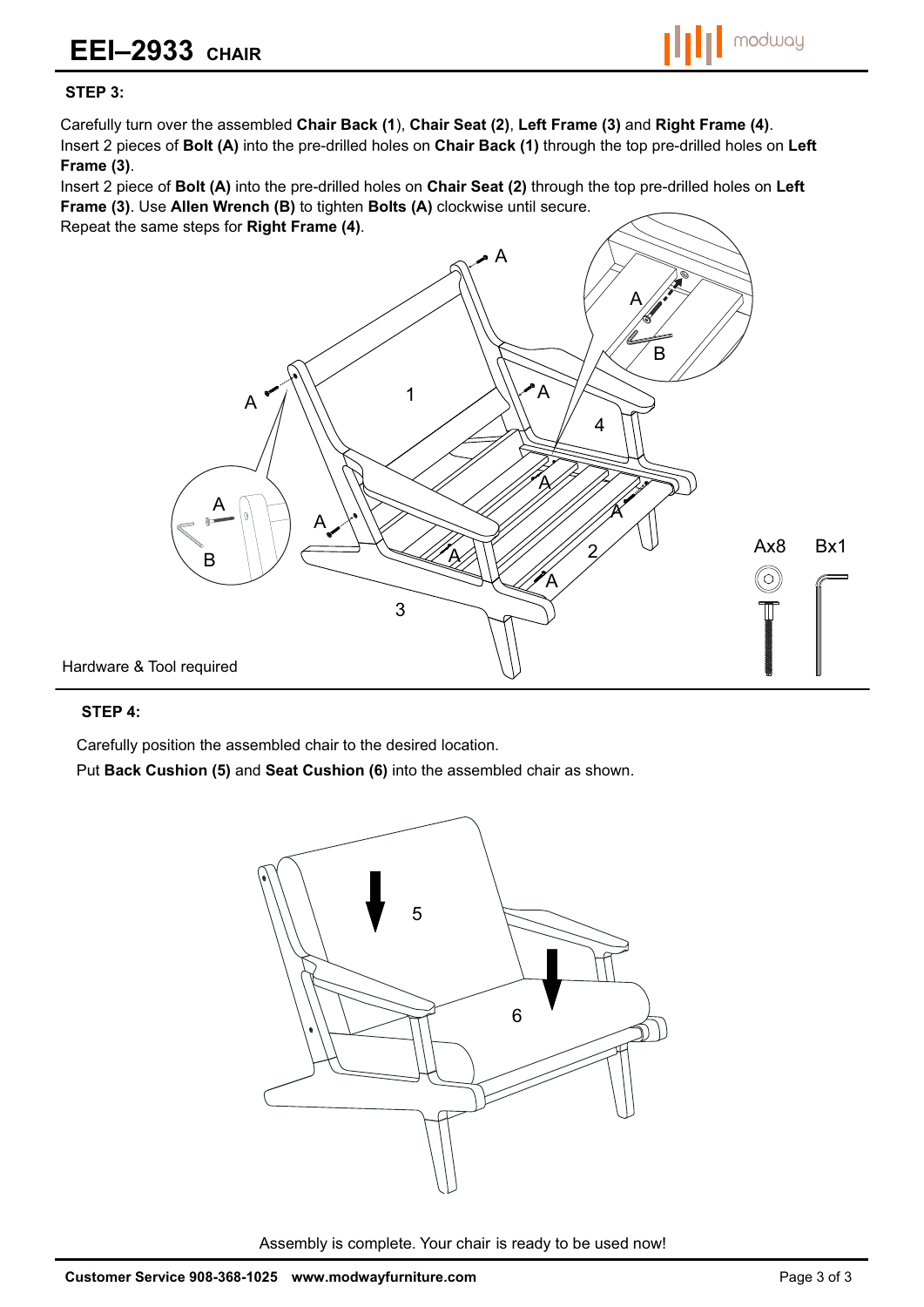# EEI–2933 CHAIR

### STEP 3:

Carefully turn over the assembled **Chair Back (1**), **Chair Seat (2)**, **Left Frame (3)** and **Right Frame (4)**.
Insert 2 pieces of **Bolt (A)** into the pre-drilled holes on **Chair Back (1)** through the top pre-drilled holes on **Left Frame (3)**.
Insert 2 piece of **Bolt (A)** into the pre-drilled holes on **Chair Seat (2)** through the top pre-drilled holes on **Left Frame (3)**. Use **Allen Wrench (B)** to tighten **Bolts (A)** clockwise until secure.
Repeat the same steps for **Right Frame (4)**.

A
A
A
B
1
A
4
A
A
A
A
B
A
2
A
3

Ax8
Bx1

Hardware & Tool required

### STEP 4:

Carefully position the assembled chair to the desired location.
Put **Back Cushion (5)** and **Seat Cushion (6)** into the assembled chair as shown.

5
6

Assembly is complete. Your chair is ready to be used now!

**Customer Service 908-368-1025 www.modwayfurniture.com**